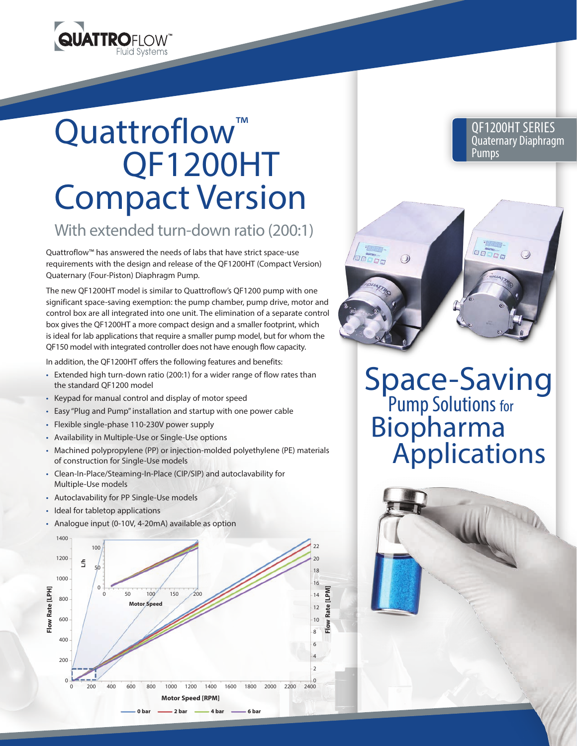# Quattroflow™ QF1200HT Compact Version

## With extended turn-down ratio (200:1)

Quattroflow™ has answered the needs of labs that have strict space-use requirements with the design and release of the QF1200HT (Compact Version) Quaternary (Four-Piston) Diaphragm Pump.

The new QF1200HT model is similar to Quattroflow's QF1200 pump with one significant space-saving exemption: the pump chamber, pump drive, motor and control box are all integrated into one unit. The elimination of a separate control box gives the QF1200HT a more compact design and a smaller footprint, which is ideal for lab applications that require a smaller pump model, but for whom the QF150 model with integrated controller does not have enough flow capacity.

In addition, the QF1200HT offers the following features and benefits:

- Extended high turn-down ratio (200:1) for a wider range of flow rates than the standard QF1200 model
- Keypad for manual control and display of motor speed
- Easy "Plug and Pump" installation and startup with one power cable
- Flexible single-phase 110-230V power supply
- Availability in Multiple-Use or Single-Use options
- Machined polypropylene (PP) or injection-molded polyethylene (PE) materials of construction for Single-Use models
- Clean-In-Place/Steaming-In-Place (CIP/SIP) and autoclavability for Multiple-Use models
- Autoclavability for PP Single-Use models
- Ideal for tabletop applications
- Analogue input (0-10V, 4-20mA) available as option

QF1200HT SERIES
Quaternary Diaphragm Pumps

# Space-Saving Pump Solutions for Biopharma Applications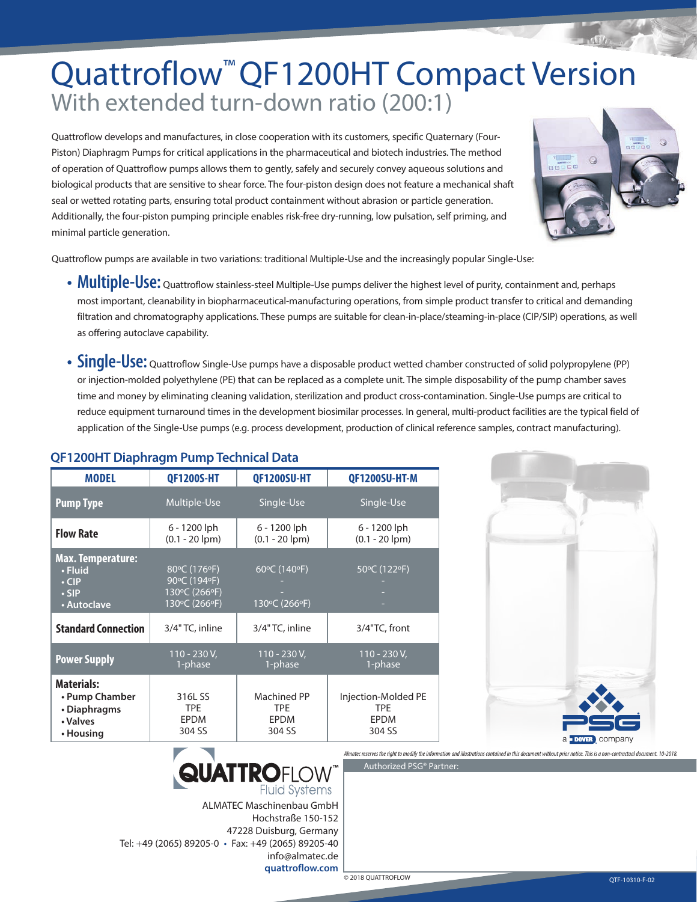# Quattroflow™ QF1200HT Compact Version

## With extended turn-down ratio (200:1)

Quattroflow develops and manufactures, in close cooperation with its customers, specific Quaternary (Four-Piston) Diaphragm Pumps for critical applications in the pharmaceutical and biotech industries. The method of operation of Quattroflow pumps allows them to gently, safely and securely convey aqueous solutions and biological products that are sensitive to shear force. The four-piston design does not feature a mechanical shaft seal or wetted rotating parts, ensuring total product containment without abrasion or particle generation. Additionally, the four-piston pumping principle enables risk-free dry-running, low pulsation, self priming, and minimal particle generation.

Quattroflow pumps are available in two variations: traditional Multiple-Use and the increasingly popular Single-Use:

- **Multiple-Use:** Quattroflow stainless-steel Multiple-Use pumps deliver the highest level of purity, containment and, perhaps most important, cleanability in biopharmaceutical-manufacturing operations, from simple product transfer to critical and demanding filtration and chromatography applications. These pumps are suitable for clean-in-place/steaming-in-place (CIP/SIP) operations, as well as offering autoclave capability.
- **Single-Use:** Quattroflow Single-Use pumps have a disposable product wetted chamber constructed of solid polypropylene (PP) or injection-molded polyethylene (PE) that can be replaced as a complete unit. The simple disposability of the pump chamber saves time and money by eliminating cleaning validation, sterilization and product cross-contamination. Single-Use pumps are critical to reduce equipment turnaround times in the development biosimilar processes. In general, multi-product facilities are the typical field of application of the Single-Use pumps (e.g. process development, production of clinical reference samples, contract manufacturing).

### QF1200HT Diaphragm Pump Technical Data

| MODEL | QF1200S-HT | QF1200SU-HT | QF1200SU-HT-M |
|---|---|---|---|
| **Pump Type** | Multiple-Use | Single-Use | Single-Use |
| **Flow Rate** | 6 - 1200 lph (0.1 - 20 lpm) | 6 - 1200 lph (0.1 - 20 lpm) | 6 - 1200 lph (0.1 - 20 lpm) |
| **Max. Temperature:** • Fluid • CIP • SIP • Autoclave | 80°C (176°F) 90°C (194°F) 130°C (266°F) 130°C (266°F) | 60°C (140°F) - - 130°C (266°F) | 50°C (122°F) - - - |
| **Standard Connection** | 3/4" TC, inline | 3/4" TC, inline | 3/4"TC, front |
| **Power Supply** | 110 - 230 V, 1-phase | 110 - 230 V, 1-phase | 110 - 230 V, 1-phase |
| **Materials:** • Pump Chamber • Diaphragms • Valves • Housing | 316L SS TPE EPDM 304 SS | Machined PP TPE EPDM 304 SS | Injection-Molded PE TPE EPDM 304 SS |

PSG a DOVER company

*Almatec reserves the right to modify the information and illustrations contained in this document without prior notice. This is a non-contractual document. 10-2018.*

QUATTROFLOW™ Fluid Systems

ALMATEC Maschinenbau GmbH
Hochstraße 150-152
47228 Duisburg, Germany
Tel: +49 (2065) 89205-0 • Fax: +49 (2065) 89205-40
info@almatec.de
**quattroflow.com**

Authorized PSG® Partner:

© 2018 QUATTROFLOW

QTF-10310-F-02